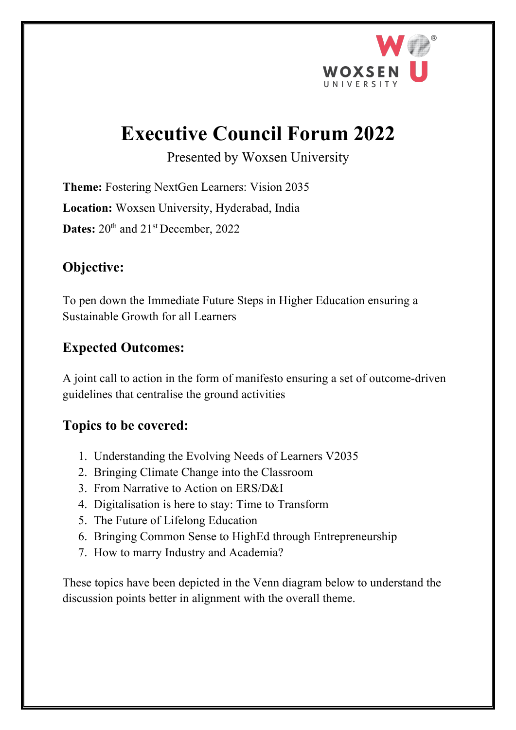# Executive Council Forum 2022

Presented by Woxsen University

**Theme:** Fostering NextGen Learners: Vision 2035

**Location:** Woxsen University, Hyderabad, India

**Dates:** 20th and 21st December, 2022

## Objective:

To pen down the Immediate Future Steps in Higher Education ensuring a Sustainable Growth for all Learners

## Expected Outcomes:

A joint call to action in the form of manifesto ensuring a set of outcome-driven guidelines that centralise the ground activities

## Topics to be covered:

1. Understanding the Evolving Needs of Learners V2035
2. Bringing Climate Change into the Classroom
3. From Narrative to Action on ERS/D&I
4. Digitalisation is here to stay: Time to Transform
5. The Future of Lifelong Education
6. Bringing Common Sense to HighEd through Entrepreneurship
7. How to marry Industry and Academia?

These topics have been depicted in the Venn diagram below to understand the discussion points better in alignment with the overall theme.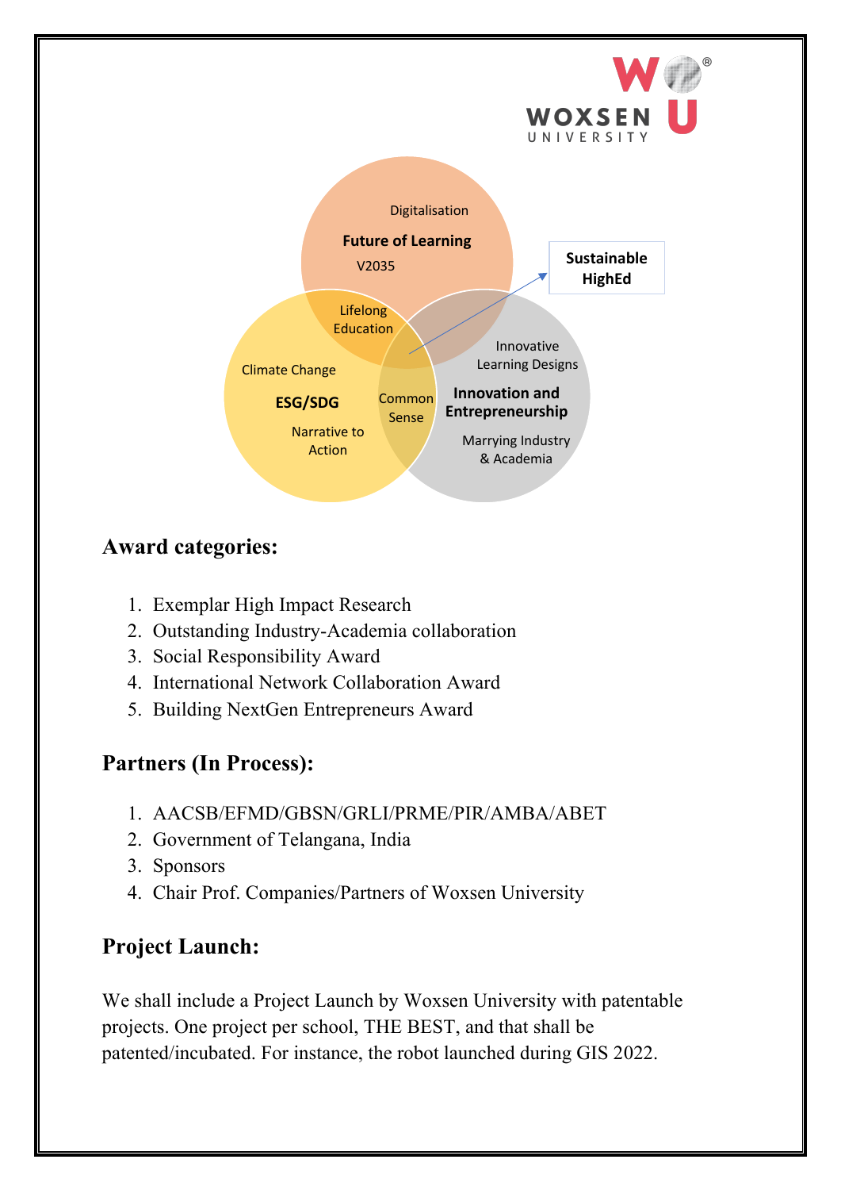Digitalisation

**Future of Learning**

V2035

Lifelong Education

Climate Change

**ESG/SDG**

Narrative to Action

Common Sense

Innovative Learning Designs

**Innovation and Entrepreneurship**

Marrying Industry & Academia

**Sustainable HighEd**

## Award categories:

1. Exemplar High Impact Research
2. Outstanding Industry-Academia collaboration
3. Social Responsibility Award
4. International Network Collaboration Award
5. Building NextGen Entrepreneurs Award

## Partners (In Process):

1. AACSB/EFMD/GBSN/GRLI/PRME/PIR/AMBA/ABET
2. Government of Telangana, India
3. Sponsors
4. Chair Prof. Companies/Partners of Woxsen University

## Project Launch:

We shall include a Project Launch by Woxsen University with patentable projects. One project per school, THE BEST, and that shall be patented/incubated. For instance, the robot launched during GIS 2022.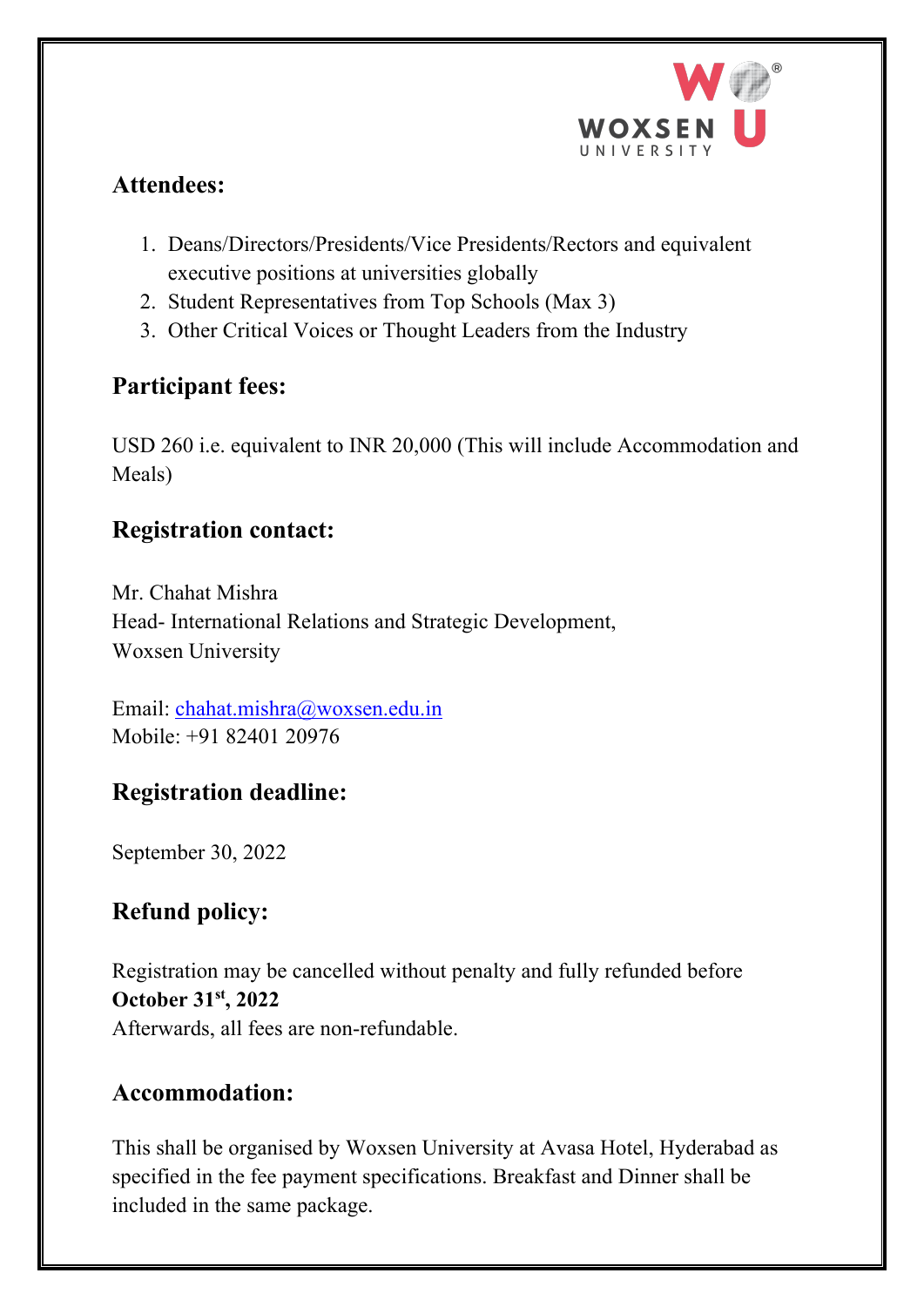## Attendees:

1. Deans/Directors/Presidents/Vice Presidents/Rectors and equivalent executive positions at universities globally
2. Student Representatives from Top Schools (Max 3)
3. Other Critical Voices or Thought Leaders from the Industry

## Participant fees:

USD 260 i.e. equivalent to INR 20,000 (This will include Accommodation and Meals)

## Registration contact:

Mr. Chahat Mishra
Head- International Relations and Strategic Development,
Woxsen University

Email: chahat.mishra@woxsen.edu.in
Mobile: +91 82401 20976

## Registration deadline:

September 30, 2022

## Refund policy:

Registration may be cancelled without penalty and fully refunded before **October 31st, 2022**
Afterwards, all fees are non-refundable.

## Accommodation:

This shall be organised by Woxsen University at Avasa Hotel, Hyderabad as specified in the fee payment specifications. Breakfast and Dinner shall be included in the same package.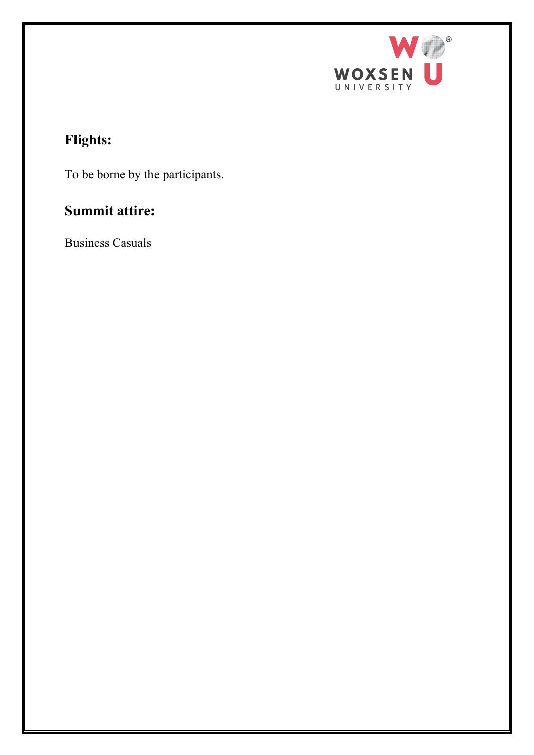## Flights:

To be borne by the participants.

## Summit attire:

Business Casuals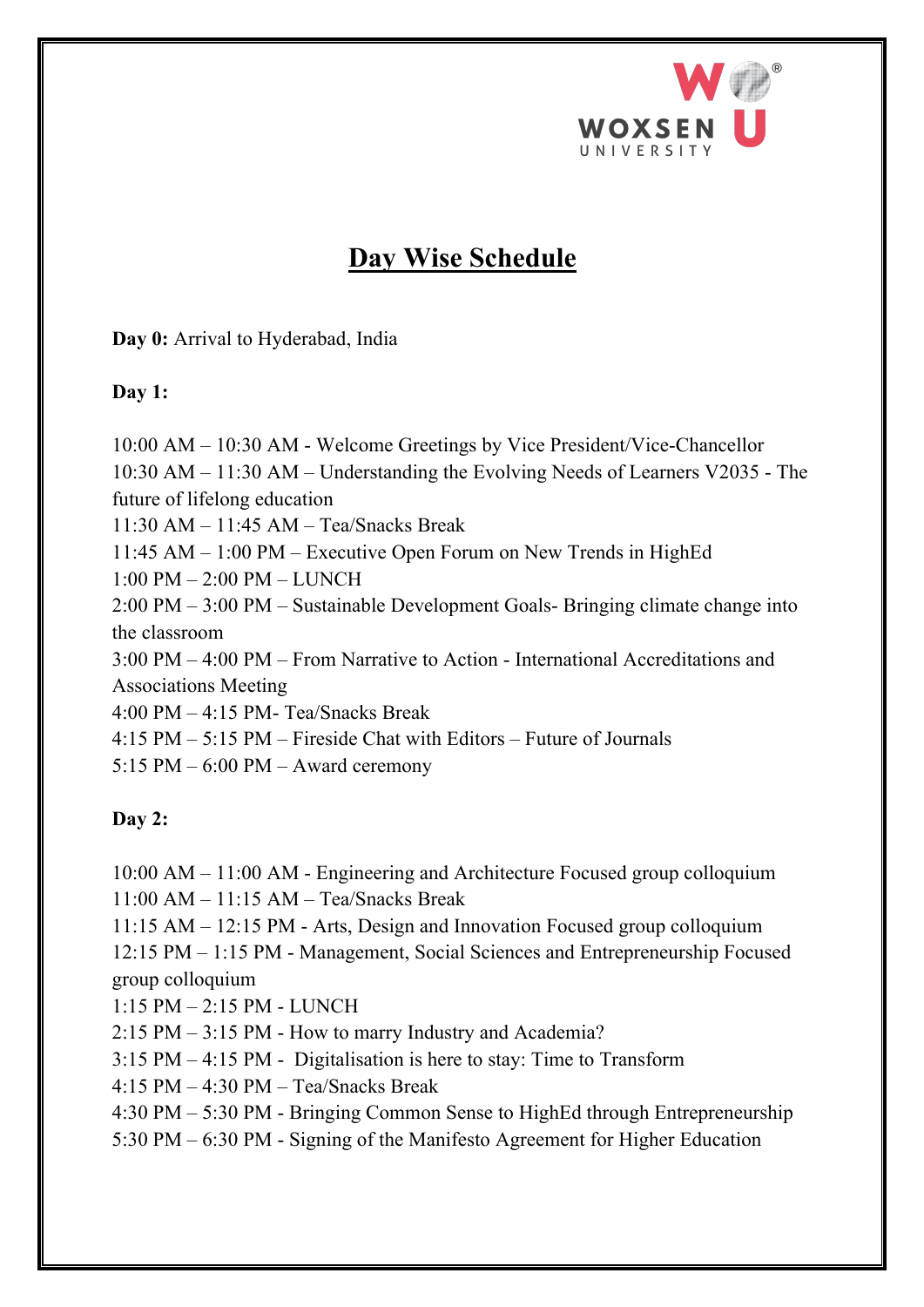# Day Wise Schedule

**Day 0:** Arrival to Hyderabad, India

**Day 1:**

10:00 AM – 10:30 AM - Welcome Greetings by Vice President/Vice-Chancellor
10:30 AM – 11:30 AM – Understanding the Evolving Needs of Learners V2035 - The future of lifelong education
11:30 AM – 11:45 AM – Tea/Snacks Break
11:45 AM – 1:00 PM – Executive Open Forum on New Trends in HighEd
1:00 PM – 2:00 PM – LUNCH
2:00 PM – 3:00 PM – Sustainable Development Goals- Bringing climate change into the classroom
3:00 PM – 4:00 PM – From Narrative to Action - International Accreditations and Associations Meeting
4:00 PM – 4:15 PM- Tea/Snacks Break
4:15 PM – 5:15 PM – Fireside Chat with Editors – Future of Journals
5:15 PM – 6:00 PM – Award ceremony

**Day 2:**

10:00 AM – 11:00 AM - Engineering and Architecture Focused group colloquium
11:00 AM – 11:15 AM – Tea/Snacks Break
11:15 AM – 12:15 PM - Arts, Design and Innovation Focused group colloquium
12:15 PM – 1:15 PM - Management, Social Sciences and Entrepreneurship Focused group colloquium
1:15 PM – 2:15 PM - LUNCH
2:15 PM – 3:15 PM - How to marry Industry and Academia?
3:15 PM – 4:15 PM - Digitalisation is here to stay: Time to Transform
4:15 PM – 4:30 PM – Tea/Snacks Break
4:30 PM – 5:30 PM - Bringing Common Sense to HighEd through Entrepreneurship
5:30 PM – 6:30 PM - Signing of the Manifesto Agreement for Higher Education